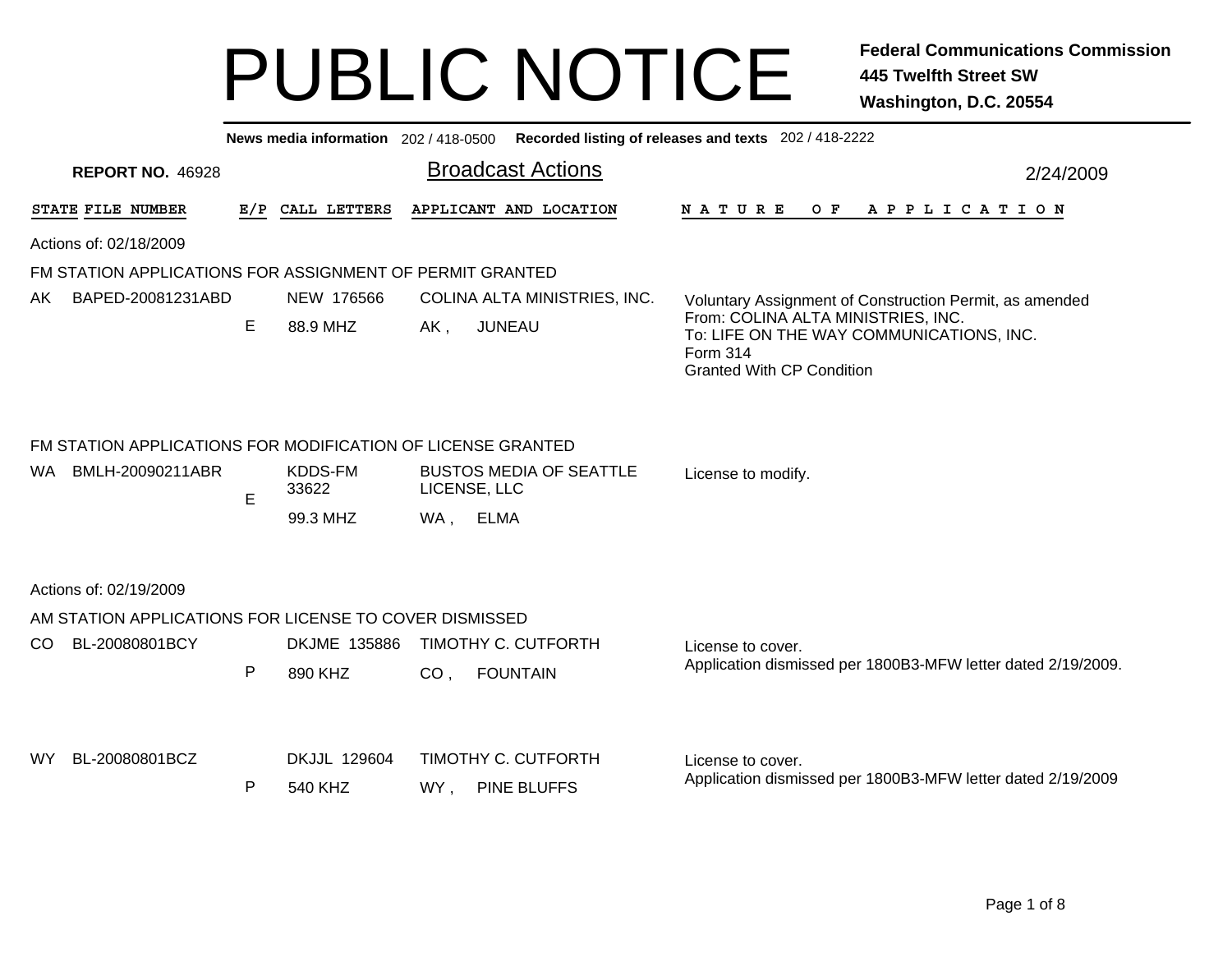# PUBLIC NOTICE

**Federal Communications Commission**
**445 Twelfth Street SW**
**Washington, D.C. 20554**

**News media information** 202 / 418-0500 **Recorded listing of releases and texts** 202 / 418-2222

**REPORT NO.** 46928

## Broadcast Actions

2/24/2009

| STATE | FILE NUMBER | E/P | CALL LETTERS | APPLICANT AND LOCATION | NATURE OF APPLICATION |
|---|---|---|---|---|---|

Actions of: 02/18/2009

FM STATION APPLICATIONS FOR ASSIGNMENT OF PERMIT GRANTED

| STATE | FILE NUMBER | E/P | CALL LETTERS | APPLICANT AND LOCATION | NATURE OF APPLICATION |
|---|---|---|---|---|---|
| AK | BAPED-20081231ABD | E | NEW 176566<br>88.9 MHZ | COLINA ALTA MINISTRIES, INC.<br>AK , JUNEAU | Voluntary Assignment of Construction Permit, as amended<br>From: COLINA ALTA MINISTRIES, INC.<br>To: LIFE ON THE WAY COMMUNICATIONS, INC.<br>Form 314<br>Granted With CP Condition |

FM STATION APPLICATIONS FOR MODIFICATION OF LICENSE GRANTED

| STATE | FILE NUMBER | E/P | CALL LETTERS | APPLICANT AND LOCATION | NATURE OF APPLICATION |
|---|---|---|---|---|---|
| WA | BMLH-20090211ABR | E | KDDS-FM<br>33622<br>99.3 MHZ | BUSTOS MEDIA OF SEATTLE LICENSE, LLC<br>WA , ELMA | License to modify. |

Actions of: 02/19/2009

AM STATION APPLICATIONS FOR LICENSE TO COVER DISMISSED

| STATE | FILE NUMBER | E/P | CALL LETTERS | APPLICANT AND LOCATION | NATURE OF APPLICATION |
|---|---|---|---|---|---|
| CO | BL-20080801BCY | P | DKJME 135886<br>890 KHZ | TIMOTHY C. CUTFORTH<br>CO , FOUNTAIN | License to cover.<br>Application dismissed per 1800B3-MFW letter dated 2/19/2009. |
| WY | BL-20080801BCZ | P | DKJJL 129604<br>540 KHZ | TIMOTHY C. CUTFORTH<br>WY , PINE BLUFFS | License to cover.<br>Application dismissed per 1800B3-MFW letter dated 2/19/2009 |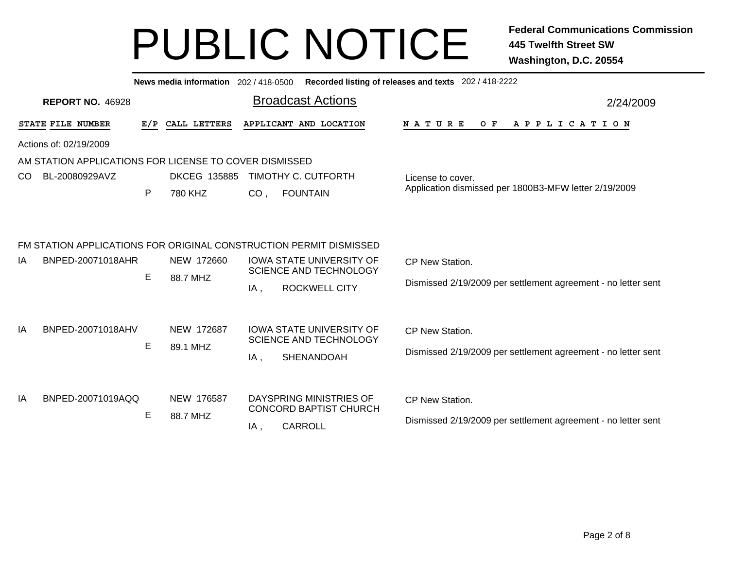# PUBLIC NOTICE

**Federal Communications Commission**
**445 Twelfth Street SW**
**Washington, D.C. 20554**

**News media information** 202 / 418-0500 **Recorded listing of releases and texts** 202 / 418-2222

**REPORT NO.** 46928

## Broadcast Actions

2/24/2009

| STATE | FILE NUMBER | E/P | CALL LETTERS | APPLICANT AND LOCATION | NATURE OF APPLICATION |
|---|---|---|---|---|---|

Actions of: 02/19/2009

### AM STATION APPLICATIONS FOR LICENSE TO COVER DISMISSED

| STATE | FILE NUMBER | E/P | CALL LETTERS | APPLICANT AND LOCATION | NATURE OF APPLICATION |
|---|---|---|---|---|---|
| CO | BL-20080929AVZ | P | DKCEG 135885<br>780 KHZ | TIMOTHY C. CUTFORTH<br>CO , FOUNTAIN | License to cover.<br>Application dismissed per 1800B3-MFW letter 2/19/2009 |

### FM STATION APPLICATIONS FOR ORIGINAL CONSTRUCTION PERMIT DISMISSED

| STATE | FILE NUMBER | E/P | CALL LETTERS | APPLICANT AND LOCATION | NATURE OF APPLICATION |
|---|---|---|---|---|---|
| IA | BNPED-20071018AHR | E | NEW 172660<br>88.7 MHZ | IOWA STATE UNIVERSITY OF SCIENCE AND TECHNOLOGY<br>IA , ROCKWELL CITY | CP New Station.<br>Dismissed 2/19/2009 per settlement agreement - no letter sent |
| IA | BNPED-20071018AHV | E | NEW 172687<br>89.1 MHZ | IOWA STATE UNIVERSITY OF SCIENCE AND TECHNOLOGY<br>IA , SHENANDOAH | CP New Station.<br>Dismissed 2/19/2009 per settlement agreement - no letter sent |
| IA | BNPED-20071019AQQ | E | NEW 176587<br>88.7 MHZ | DAYSPRING MINISTRIES OF CONCORD BAPTIST CHURCH<br>IA , CARROLL | CP New Station.<br>Dismissed 2/19/2009 per settlement agreement - no letter sent |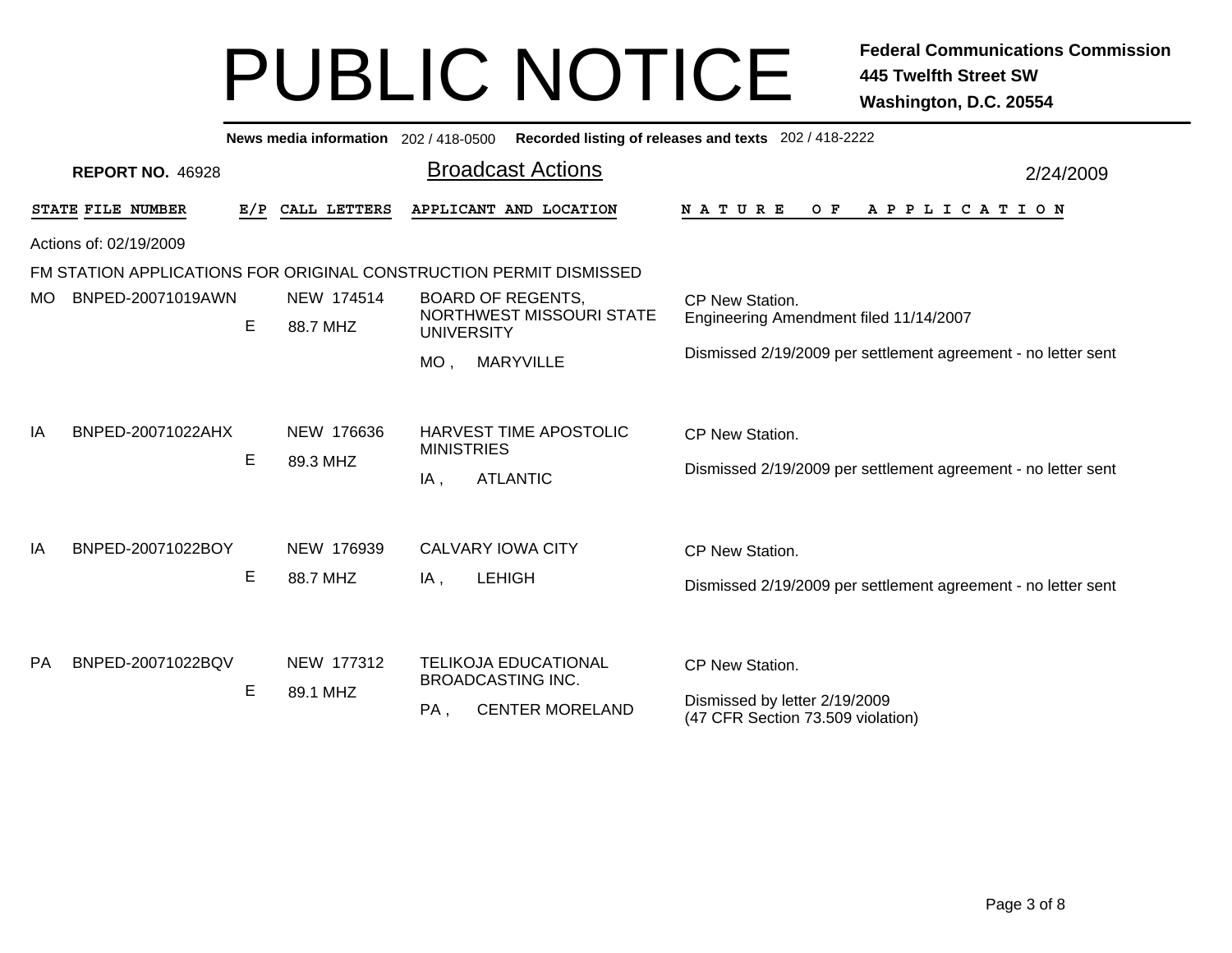# PUBLIC NOTICE

**Federal Communications Commission**
**445 Twelfth Street SW**
**Washington, D.C. 20554**

**News media information** 202 / 418-0500 **Recorded listing of releases and texts** 202 / 418-2222

**REPORT NO.** 46928

## Broadcast Actions

2/24/2009

Actions of: 02/19/2009

FM STATION APPLICATIONS FOR ORIGINAL CONSTRUCTION PERMIT DISMISSED

| STATE | FILE NUMBER | E/P | CALL LETTERS | APPLICANT AND LOCATION | NATURE OF APPLICATION |
|---|---|---|---|---|---|
| MO | BNPED-20071019AWN | E | NEW 174514<br>88.7 MHZ | BOARD OF REGENTS, NORTHWEST MISSOURI STATE UNIVERSITY<br>MO , MARYVILLE | CP New Station.<br>Engineering Amendment filed 11/14/2007<br>Dismissed 2/19/2009 per settlement agreement - no letter sent |
| IA | BNPED-20071022AHX | E | NEW 176636<br>89.3 MHZ | HARVEST TIME APOSTOLIC MINISTRIES<br>IA , ATLANTIC | CP New Station.<br>Dismissed 2/19/2009 per settlement agreement - no letter sent |
| IA | BNPED-20071022BOY | E | NEW 176939<br>88.7 MHZ | CALVARY IOWA CITY<br>IA , LEHIGH | CP New Station.<br>Dismissed 2/19/2009 per settlement agreement - no letter sent |
| PA | BNPED-20071022BQV | E | NEW 177312<br>89.1 MHZ | TELIKOJA EDUCATIONAL BROADCASTING INC.<br>PA , CENTER MORELAND | CP New Station.<br>Dismissed by letter 2/19/2009<br>(47 CFR Section 73.509 violation) |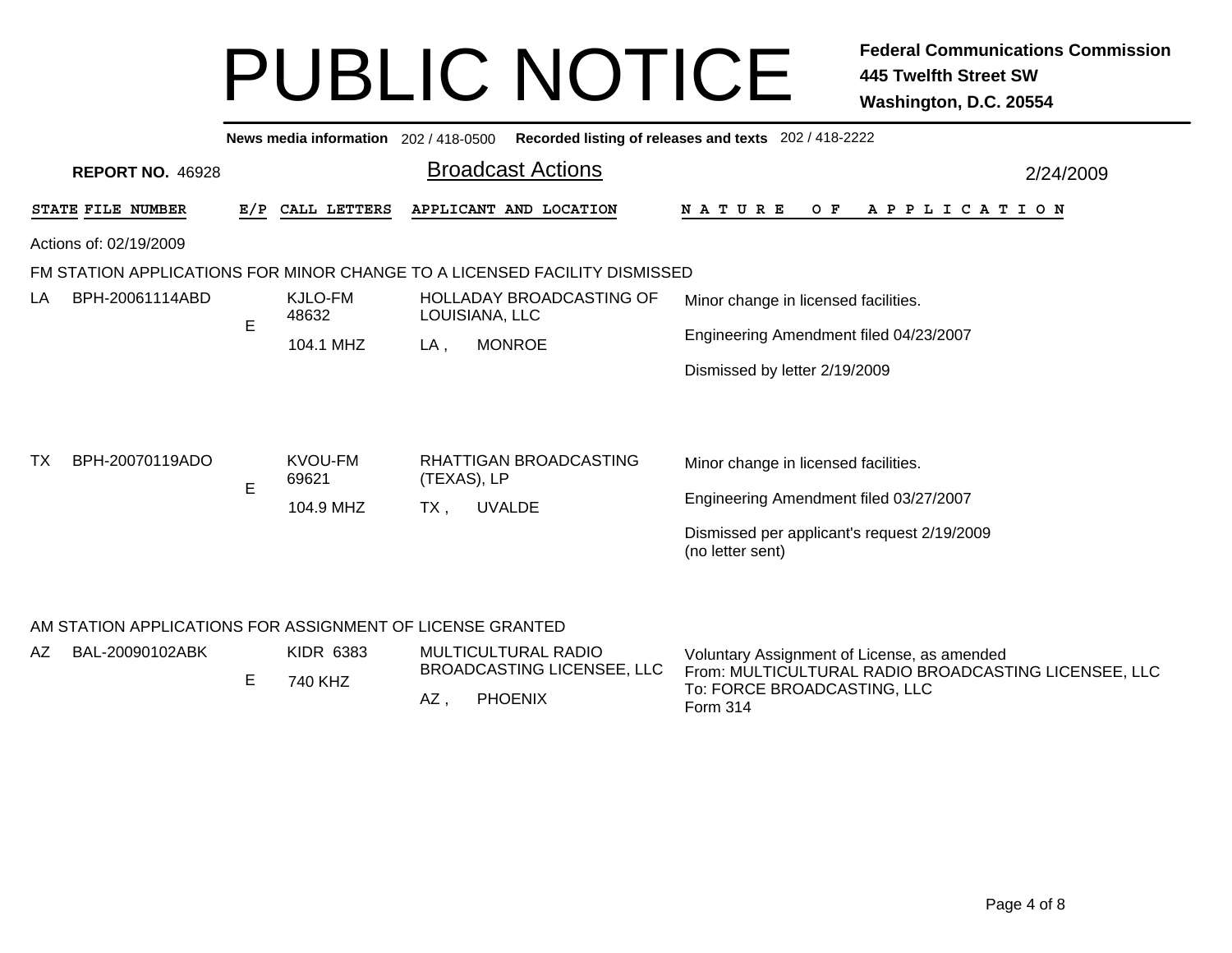# PUBLIC NOTICE

**Federal Communications Commission**
**445 Twelfth Street SW**
**Washington, D.C. 20554**

**News media information** 202 / 418-0500 **Recorded listing of releases and texts** 202 / 418-2222

**REPORT NO.** 46928

## Broadcast Actions

2/24/2009

Actions of: 02/19/2009

### FM STATION APPLICATIONS FOR MINOR CHANGE TO A LICENSED FACILITY DISMISSED

| STATE | FILE NUMBER | E/P | CALL LETTERS | APPLICANT AND LOCATION | NATURE OF APPLICATION |
|---|---|---|---|---|---|
| LA | BPH-20061114ABD | E | KJLO-FM 48632 104.1 MHZ | HOLLADAY BROADCASTING OF LOUISIANA, LLC LA , MONROE | Minor change in licensed facilities. Engineering Amendment filed 04/23/2007 Dismissed by letter 2/19/2009 |
| TX | BPH-20070119ADO | E | KVOU-FM 69621 104.9 MHZ | RHATTIGAN BROADCASTING (TEXAS), LP TX , UVALDE | Minor change in licensed facilities. Engineering Amendment filed 03/27/2007 Dismissed per applicant's request 2/19/2009 (no letter sent) |

### AM STATION APPLICATIONS FOR ASSIGNMENT OF LICENSE GRANTED

| STATE | FILE NUMBER | E/P | CALL LETTERS | APPLICANT AND LOCATION | NATURE OF APPLICATION |
|---|---|---|---|---|---|
| AZ | BAL-20090102ABK | E | KIDR 6383 740 KHZ | MULTICULTURAL RADIO BROADCASTING LICENSEE, LLC AZ , PHOENIX | Voluntary Assignment of License, as amended From: MULTICULTURAL RADIO BROADCASTING LICENSEE, LLC To: FORCE BROADCASTING, LLC Form 314 |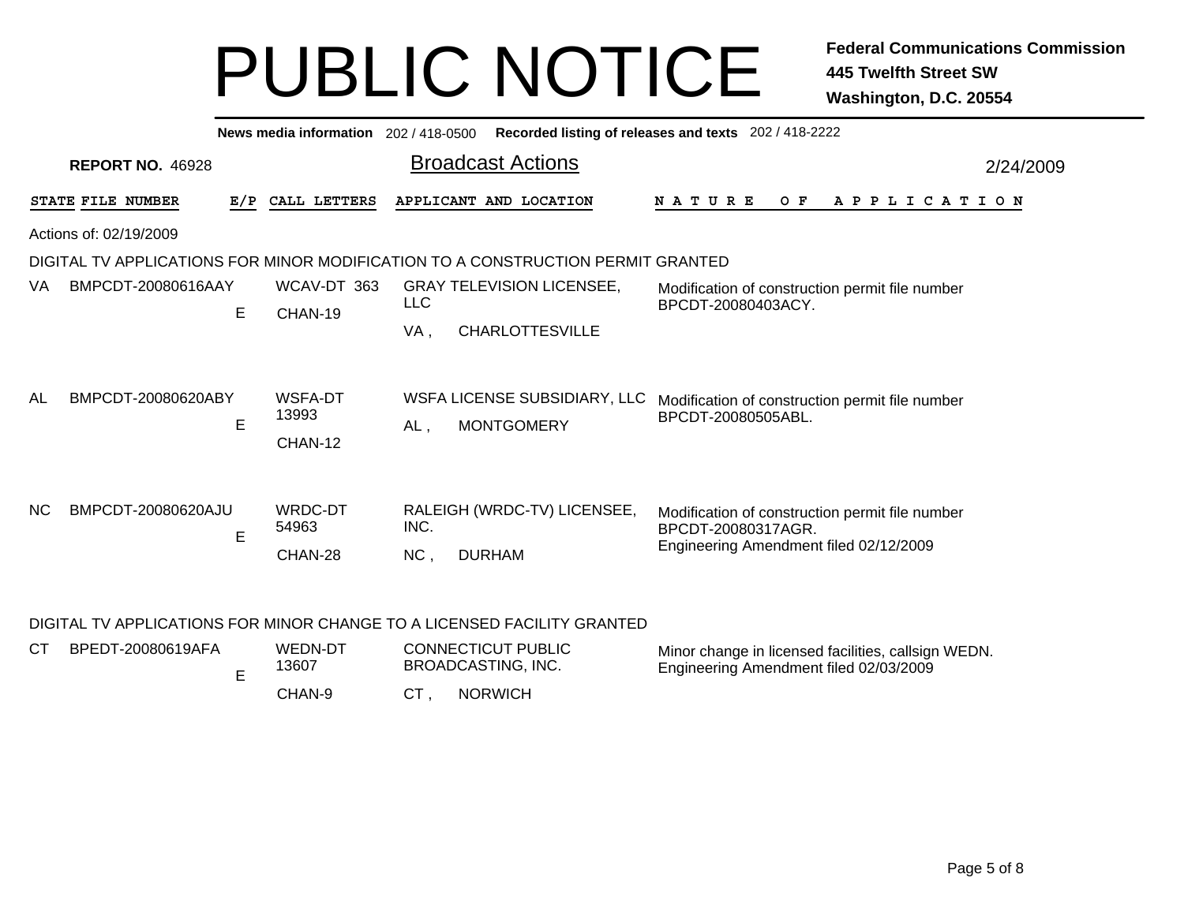# PUBLIC NOTICE

**Federal Communications Commission**
**445 Twelfth Street SW**
**Washington, D.C. 20554**

**News media information** 202 / 418-0500 **Recorded listing of releases and texts** 202 / 418-2222

**REPORT NO.** 46928

## Broadcast Actions

2/24/2009

Actions of: 02/19/2009

### DIGITAL TV APPLICATIONS FOR MINOR MODIFICATION TO A CONSTRUCTION PERMIT GRANTED

| STATE | FILE NUMBER | E/P | CALL LETTERS | APPLICANT AND LOCATION | NATURE OF APPLICATION |
|---|---|---|---|---|---|
| VA | BMPCDT-20080616AAY | E | WCAV-DT 363 CHAN-19 | GRAY TELEVISION LICENSEE, LLC VA , CHARLOTTESVILLE | Modification of construction permit file number BPCDT-20080403ACY. |
| AL | BMPCDT-20080620ABY | E | WSFA-DT 13993 CHAN-12 | WSFA LICENSE SUBSIDIARY, LLC AL , MONTGOMERY | Modification of construction permit file number BPCDT-20080505ABL. |
| NC | BMPCDT-20080620AJU | E | WRDC-DT 54963 CHAN-28 | RALEIGH (WRDC-TV) LICENSEE, INC. NC , DURHAM | Modification of construction permit file number BPCDT-20080317AGR. Engineering Amendment filed 02/12/2009 |

### DIGITAL TV APPLICATIONS FOR MINOR CHANGE TO A LICENSED FACILITY GRANTED

| STATE | FILE NUMBER | E/P | CALL LETTERS | APPLICANT AND LOCATION | NATURE OF APPLICATION |
|---|---|---|---|---|---|
| CT | BPEDT-20080619AFA | E | WEDN-DT 13607 CHAN-9 | CONNECTICUT PUBLIC BROADCASTING, INC. CT , NORWICH | Minor change in licensed facilities, callsign WEDN. Engineering Amendment filed 02/03/2009 |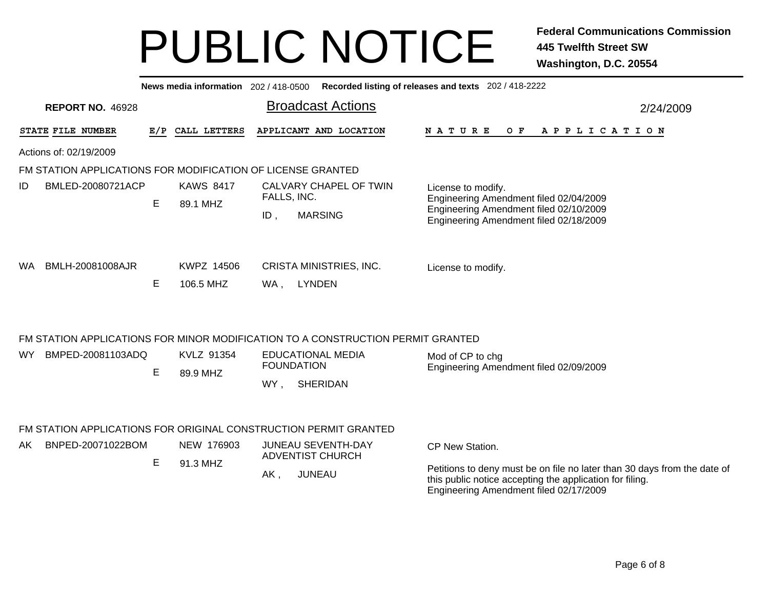# PUBLIC NOTICE

**Federal Communications Commission**
**445 Twelfth Street SW**
**Washington, D.C. 20554**

**News media information** 202 / 418-0500 **Recorded listing of releases and texts** 202 / 418-2222

**REPORT NO.** 46928

## Broadcast Actions

2/24/2009

Actions of: 02/19/2009

### FM STATION APPLICATIONS FOR MODIFICATION OF LICENSE GRANTED

| STATE | FILE NUMBER | E/P | CALL LETTERS | APPLICANT AND LOCATION | NATURE OF APPLICATION |
|---|---|---|---|---|---|
| ID | BMLED-20080721ACP | E | KAWS 8417<br>89.1 MHZ | CALVARY CHAPEL OF TWIN FALLS, INC.<br>ID , MARSING | License to modify.<br>Engineering Amendment filed 02/04/2009<br>Engineering Amendment filed 02/10/2009<br>Engineering Amendment filed 02/18/2009 |
| WA | BMLH-20081008AJR | E | KWPZ 14506<br>106.5 MHZ | CRISTA MINISTRIES, INC.<br>WA , LYNDEN | License to modify. |

### FM STATION APPLICATIONS FOR MINOR MODIFICATION TO A CONSTRUCTION PERMIT GRANTED

| STATE | FILE NUMBER | E/P | CALL LETTERS | APPLICANT AND LOCATION | NATURE OF APPLICATION |
|---|---|---|---|---|---|
| WY | BMPED-20081103ADQ | E | KVLZ 91354<br>89.9 MHZ | EDUCATIONAL MEDIA FOUNDATION<br>WY , SHERIDAN | Mod of CP to chg<br>Engineering Amendment filed 02/09/2009 |

### FM STATION APPLICATIONS FOR ORIGINAL CONSTRUCTION PERMIT GRANTED

| STATE | FILE NUMBER | E/P | CALL LETTERS | APPLICANT AND LOCATION | NATURE OF APPLICATION |
|---|---|---|---|---|---|
| AK | BNPED-20071022BOM | E | NEW 176903<br>91.3 MHZ | JUNEAU SEVENTH-DAY ADVENTIST CHURCH<br>AK , JUNEAU | CP New Station.<br>Petitions to deny must be on file no later than 30 days from the date of this public notice accepting the application for filing.<br>Engineering Amendment filed 02/17/2009 |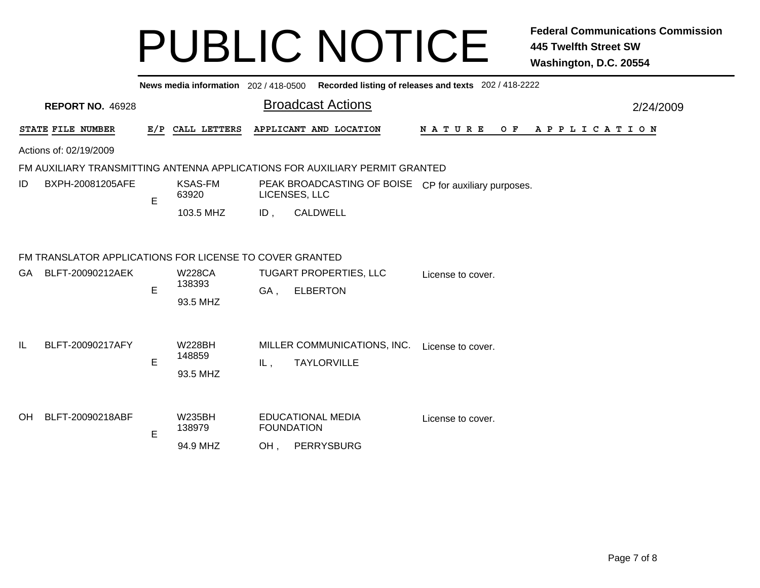# PUBLIC NOTICE

**Federal Communications Commission**
**445 Twelfth Street SW**
**Washington, D.C. 20554**

**News media information** 202 / 418-0500 **Recorded listing of releases and texts** 202 / 418-2222

**REPORT NO.** 46928 — Broadcast Actions — 2/24/2009

Actions of: 02/19/2009

## FM AUXILIARY TRANSMITTING ANTENNA APPLICATIONS FOR AUXILIARY PERMIT GRANTED

| STATE | FILE NUMBER | E/P | CALL LETTERS | APPLICANT AND LOCATION | NATURE OF APPLICATION |
|---|---|---|---|---|---|
| ID | BXPH-20081205AFE | E | KSAS-FM 63920 103.5 MHZ | PEAK BROADCASTING OF BOISE LICENSES, LLC ID , CALDWELL | CP for auxiliary purposes. |

## FM TRANSLATOR APPLICATIONS FOR LICENSE TO COVER GRANTED

| STATE | FILE NUMBER | E/P | CALL LETTERS | APPLICANT AND LOCATION | NATURE OF APPLICATION |
|---|---|---|---|---|---|
| GA | BLFT-20090212AEK | E | W228CA 138393 93.5 MHZ | TUGART PROPERTIES, LLC GA , ELBERTON | License to cover. |
| IL | BLFT-20090217AFY | E | W228BH 148859 93.5 MHZ | MILLER COMMUNICATIONS, INC. IL , TAYLORVILLE | License to cover. |
| OH | BLFT-20090218ABF | E | W235BH 138979 94.9 MHZ | EDUCATIONAL MEDIA FOUNDATION OH , PERRYSBURG | License to cover. |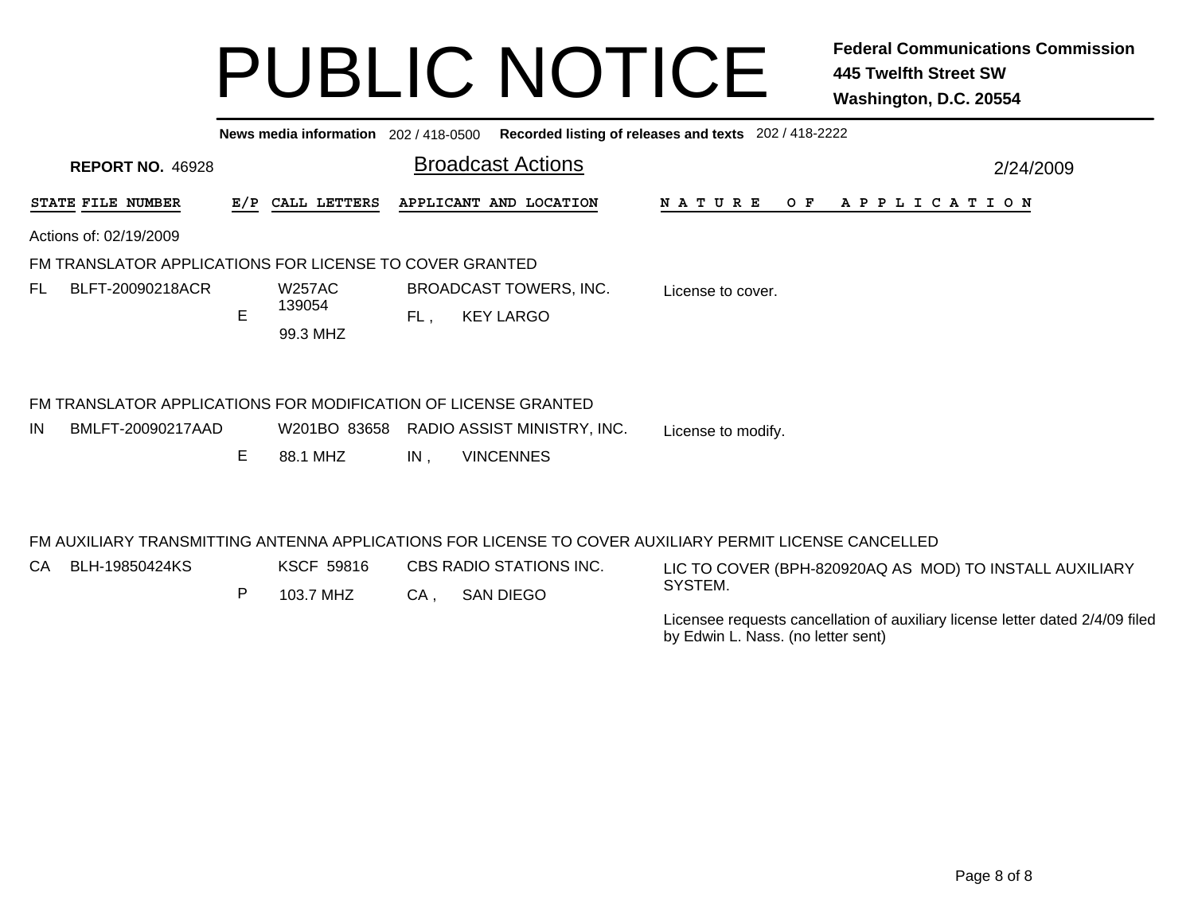# PUBLIC NOTICE

**Federal Communications Commission**
**445 Twelfth Street SW**
**Washington, D.C. 20554**

**News media information** 202 / 418-0500 **Recorded listing of releases and texts** 202 / 418-2222

**REPORT NO.** 46928

## Broadcast Actions

2/24/2009

Actions of: 02/19/2009

### FM TRANSLATOR APPLICATIONS FOR LICENSE TO COVER GRANTED

| STATE | FILE NUMBER | E/P | CALL LETTERS | APPLICANT AND LOCATION | NATURE OF APPLICATION |
|---|---|---|---|---|---|
| FL | BLFT-20090218ACR | E | W257AC 139054 99.3 MHZ | BROADCAST TOWERS, INC. FL , KEY LARGO | License to cover. |

### FM TRANSLATOR APPLICATIONS FOR MODIFICATION OF LICENSE GRANTED

| STATE | FILE NUMBER | E/P | CALL LETTERS | APPLICANT AND LOCATION | NATURE OF APPLICATION |
|---|---|---|---|---|---|
| IN | BMLFT-20090217AAD | E | W201BO 83658 88.1 MHZ | RADIO ASSIST MINISTRY, INC. IN , VINCENNES | License to modify. |

### FM AUXILIARY TRANSMITTING ANTENNA APPLICATIONS FOR LICENSE TO COVER AUXILIARY PERMIT LICENSE CANCELLED

| STATE | FILE NUMBER | E/P | CALL LETTERS | APPLICANT AND LOCATION | NATURE OF APPLICATION |
|---|---|---|---|---|---|
| CA | BLH-19850424KS | P | KSCF 59816 103.7 MHZ | CBS RADIO STATIONS INC. CA , SAN DIEGO | LIC TO COVER (BPH-820920AQ AS MOD) TO INSTALL AUXILIARY SYSTEM. Licensee requests cancellation of auxiliary license letter dated 2/4/09 filed by Edwin L. Nass. (no letter sent) |